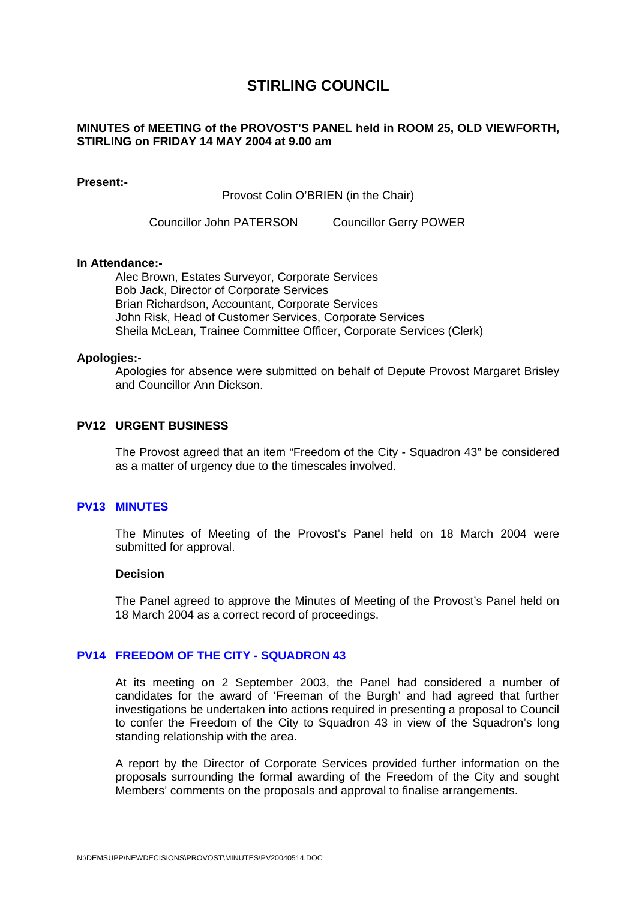# STIRLING COUNCIL

**MINUTES of MEETING of the PROVOST'S PANEL held in ROOM 25, OLD VIEWFORTH, STIRLING on FRIDAY 14 MAY 2004 at 9.00 am**

**Present:-**

Provost Colin O'BRIEN (in the Chair)

Councillor John PATERSON  Councillor Gerry POWER

**In Attendance:-**

Alec Brown, Estates Surveyor, Corporate Services
Bob Jack, Director of Corporate Services
Brian Richardson, Accountant, Corporate Services
John Risk, Head of Customer Services, Corporate Services
Sheila McLean, Trainee Committee Officer, Corporate Services (Clerk)

**Apologies:-**

Apologies for absence were submitted on behalf of Depute Provost Margaret Brisley and Councillor Ann Dickson.

## PV12 URGENT BUSINESS

The Provost agreed that an item "Freedom of the City - Squadron 43" be considered as a matter of urgency due to the timescales involved.

## PV13 MINUTES

The Minutes of Meeting of the Provost's Panel held on 18 March 2004 were submitted for approval.

**Decision**

The Panel agreed to approve the Minutes of Meeting of the Provost's Panel held on 18 March 2004 as a correct record of proceedings.

## PV14 FREEDOM OF THE CITY - SQUADRON 43

At its meeting on 2 September 2003, the Panel had considered a number of candidates for the award of 'Freeman of the Burgh' and had agreed that further investigations be undertaken into actions required in presenting a proposal to Council to confer the Freedom of the City to Squadron 43 in view of the Squadron's long standing relationship with the area.

A report by the Director of Corporate Services provided further information on the proposals surrounding the formal awarding of the Freedom of the City and sought Members' comments on the proposals and approval to finalise arrangements.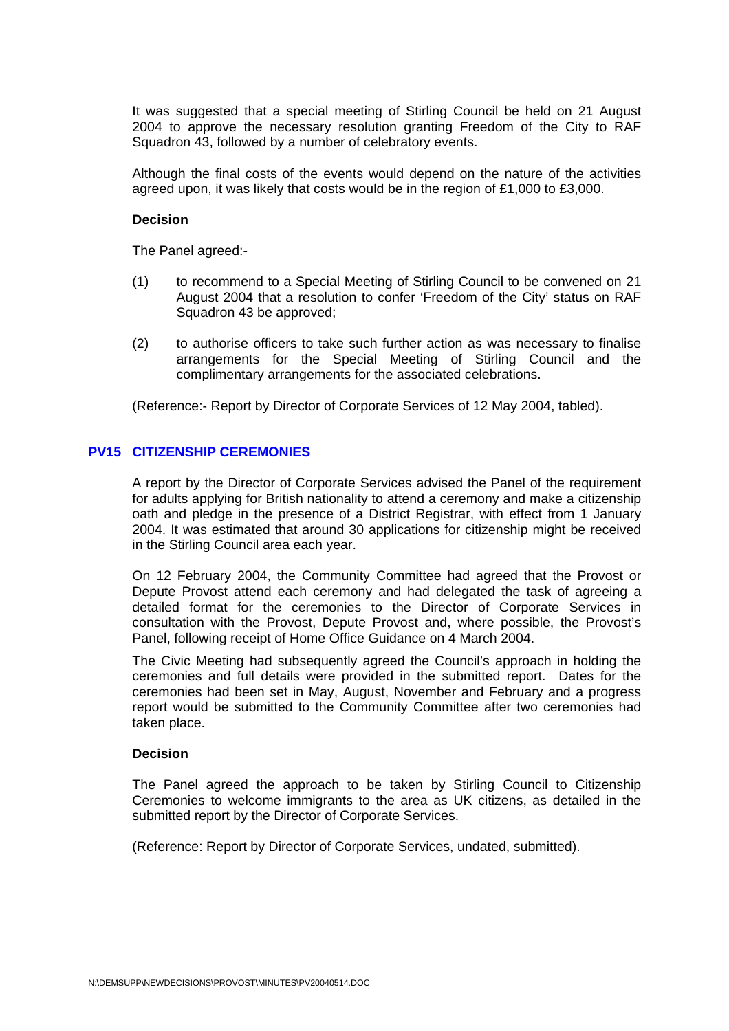It was suggested that a special meeting of Stirling Council be held on 21 August 2004 to approve the necessary resolution granting Freedom of the City to RAF Squadron 43, followed by a number of celebratory events.

Although the final costs of the events would depend on the nature of the activities agreed upon, it was likely that costs would be in the region of £1,000 to £3,000.

**Decision**

The Panel agreed:-

(1) to recommend to a Special Meeting of Stirling Council to be convened on 21 August 2004 that a resolution to confer 'Freedom of the City' status on RAF Squadron 43 be approved;

(2) to authorise officers to take such further action as was necessary to finalise arrangements for the Special Meeting of Stirling Council and the complimentary arrangements for the associated celebrations.

(Reference:- Report by Director of Corporate Services of 12 May 2004, tabled).

## PV15 CITIZENSHIP CEREMONIES

A report by the Director of Corporate Services advised the Panel of the requirement for adults applying for British nationality to attend a ceremony and make a citizenship oath and pledge in the presence of a District Registrar, with effect from 1 January 2004. It was estimated that around 30 applications for citizenship might be received in the Stirling Council area each year.

On 12 February 2004, the Community Committee had agreed that the Provost or Depute Provost attend each ceremony and had delegated the task of agreeing a detailed format for the ceremonies to the Director of Corporate Services in consultation with the Provost, Depute Provost and, where possible, the Provost's Panel, following receipt of Home Office Guidance on 4 March 2004.

The Civic Meeting had subsequently agreed the Council's approach in holding the ceremonies and full details were provided in the submitted report. Dates for the ceremonies had been set in May, August, November and February and a progress report would be submitted to the Community Committee after two ceremonies had taken place.

**Decision**

The Panel agreed the approach to be taken by Stirling Council to Citizenship Ceremonies to welcome immigrants to the area as UK citizens, as detailed in the submitted report by the Director of Corporate Services.

(Reference: Report by Director of Corporate Services, undated, submitted).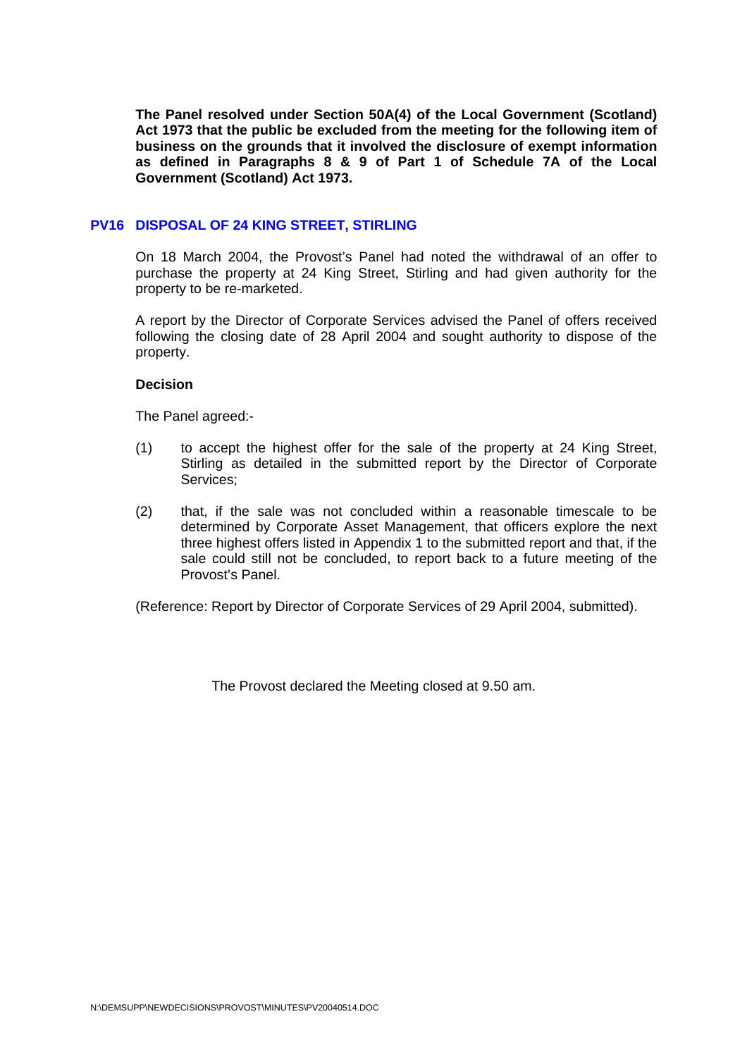**The Panel resolved under Section 50A(4) of the Local Government (Scotland) Act 1973 that the public be excluded from the meeting for the following item of business on the grounds that it involved the disclosure of exempt information as defined in Paragraphs 8 & 9 of Part 1 of Schedule 7A of the Local Government (Scotland) Act 1973.**

## PV16 DISPOSAL OF 24 KING STREET, STIRLING

On 18 March 2004, the Provost's Panel had noted the withdrawal of an offer to purchase the property at 24 King Street, Stirling and had given authority for the property to be re-marketed.

A report by the Director of Corporate Services advised the Panel of offers received following the closing date of 28 April 2004 and sought authority to dispose of the property.

**Decision**

The Panel agreed:-

(1) to accept the highest offer for the sale of the property at 24 King Street, Stirling as detailed in the submitted report by the Director of Corporate Services;

(2) that, if the sale was not concluded within a reasonable timescale to be determined by Corporate Asset Management, that officers explore the next three highest offers listed in Appendix 1 to the submitted report and that, if the sale could still not be concluded, to report back to a future meeting of the Provost's Panel.

(Reference: Report by Director of Corporate Services of 29 April 2004, submitted).

The Provost declared the Meeting closed at 9.50 am.